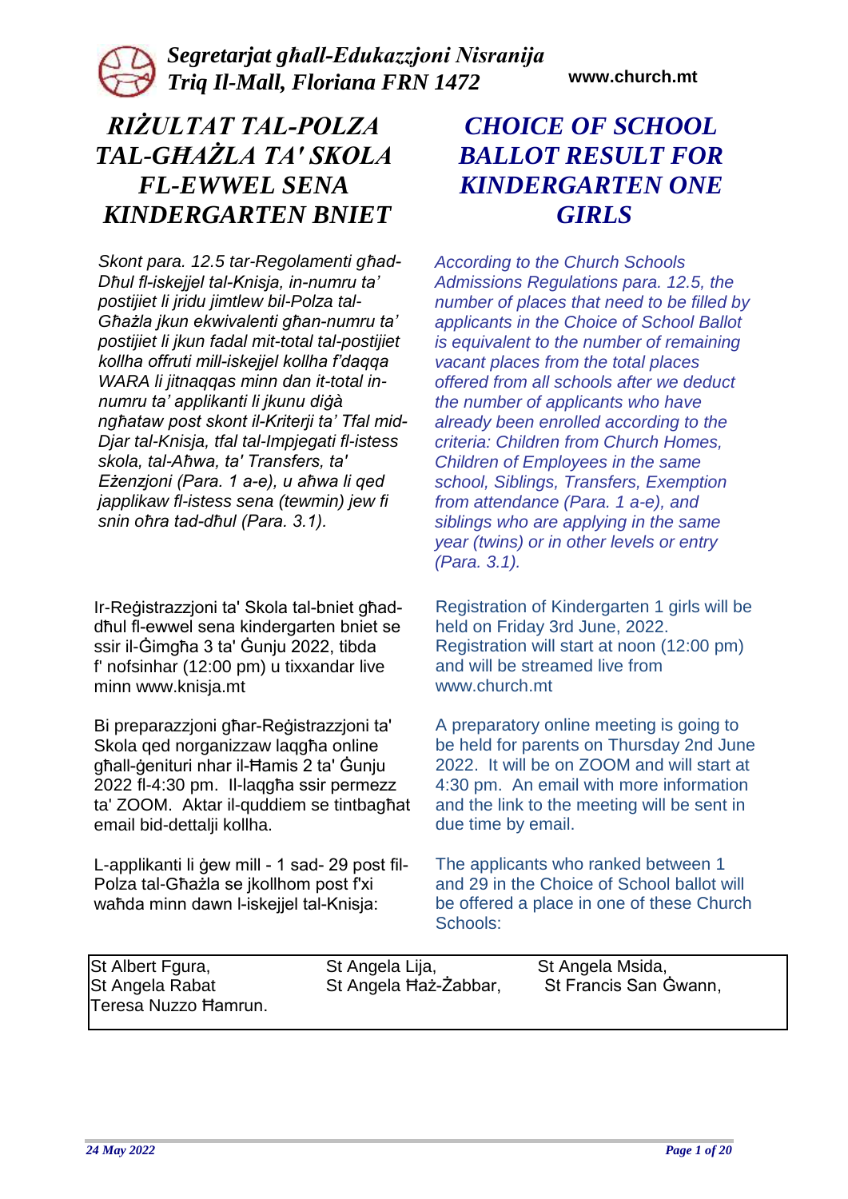***Segretarjat għall-Edukazzjoni Nisranija***
***Triq Il-Mall, Floriana FRN 1472***

**www.church.mt**

# *RIŻULTAT TAL-POLZA TAL-GĦAŻLA TA' SKOLA FL-EWWEL SENA KINDERGARTEN BNIET*

*Skont para. 12.5 tar-Regolamenti għad-Dħul fl-iskejjel tal-Knisja, in-numru ta' postijiet li jridu jimtlew bil-Polza tal-Għażla jkun ekwivalenti għan-numru ta' postijiet li jkun fadal mit-total tal-postijiet kollha offruti mill-iskejjel kollha f'daqqa WARA li jitnaqqas minn dan it-total in-numru ta' applikanti li jkunu diġà ngħataw post skont il-Kriterji ta' Tfal mid-Djar tal-Knisja, tfal tal-Impjegati fl-istess skola, tal-Aħwa, ta' Transfers, ta' Eżenzjoni (Para. 1 a-e), u aħwa li qed japplikaw fl-istess sena (tewmin) jew fi snin oħra tad-dħul (Para. 3.1).*

Ir-Reġistrazzjoni ta' Skola tal-bniet għad-dħul fl-ewwel sena kindergarten bniet se ssir il-Ġimgħa 3 ta' Ġunju 2022, tibda f' nofsinhar (12:00 pm) u tixxandar live minn www.knisja.mt

Bi preparazzjoni għar-Reġistrazzjoni ta' Skola qed norganizzaw laqgħa online għall-ġenituri nhar il-Ħamis 2 ta' Ġunju 2022 fl-4:30 pm. Il-laqgħa ssir permezz ta' ZOOM. Aktar il-quddiem se tintbagħat email bid-dettalji kollha.

L-applikanti li ġew mill - 1 sad- 29 post fil-Polza tal-Għażla se jkollhom post f'xi waħda minn dawn l-iskejjel tal-Knisja:

# *CHOICE OF SCHOOL BALLOT RESULT FOR KINDERGARTEN ONE GIRLS*

*According to the Church Schools Admissions Regulations para. 12.5, the number of places that need to be filled by applicants in the Choice of School Ballot is equivalent to the number of remaining vacant places from the total places offered from all schools after we deduct the number of applicants who have already been enrolled according to the criteria: Children from Church Homes, Children of Employees in the same school, Siblings, Transfers, Exemption from attendance (Para. 1 a-e), and siblings who are applying in the same year (twins) or in other levels or entry (Para. 3.1).*

Registration of Kindergarten 1 girls will be held on Friday 3rd June, 2022. Registration will start at noon (12:00 pm) and will be streamed live from www.church.mt

A preparatory online meeting is going to be held for parents on Thursday 2nd June 2022. It will be on ZOOM and will start at 4:30 pm. An email with more information and the link to the meeting will be sent in due time by email.

The applicants who ranked between 1 and 29 in the Choice of School ballot will be offered a place in one of these Church Schools:

| | | |
|---|---|---|
| St Albert Fgura, | St Angela Lija, | St Angela Msida, |
| St Angela Rabat | St Angela Ħaż-Żabbar, | St Francis San Ġwann, |
| Teresa Nuzzo Ħamrun. | | |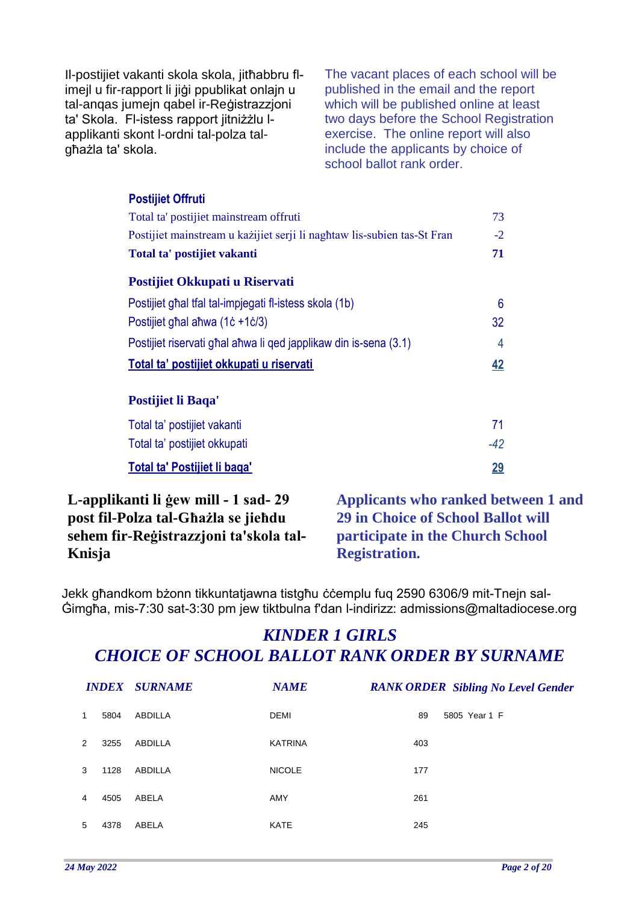Il-postijiet vakanti skola skola, jitħabbru fl-imejl u fir-rapport li jiġi ppublikat onlajn u tal-anqas jumejn qabel ir-Reġistrazzjoni ta' Skola. Fl-istess rapport jitniżżlu l-applikanti skont l-ordni tal-polza tal-għażla ta' skola.

The vacant places of each school will be published in the email and the report which will be published online at least two days before the School Registration exercise. The online report will also include the applicants by choice of school ballot rank order.

**Postijiet Offruti**

| | |
|---|---|
| Total ta' postijiet mainstream offruti | 73 |
| Postijiet mainstream u każijiet serji li naghtaw lis-subien tas-St Fran | -2 |
| **Total ta' postijiet vakanti** | **71** |

**Postijiet Okkupati u Riservati**

| | |
|---|---|
| Postijiet għal tfal tal-impjegati fl-istess skola (1b) | 6 |
| Postijiet għal aħwa (1ċ +1ċ/3) | 32 |
| Postijiet riservati għal aħwa li qed japplikaw din is-sena (3.1) | 4 |
| **Total ta' postijiet okkupati u riservati** | **42** |

**Postijiet li Baqa'**

| | |
|---|---|
| Total ta' postijiet vakanti | 71 |
| Total ta' postijiet okkupati | *-42* |
| **Total ta' Postijiet li baqa'** | **29** |

**L-applikanti li ġew mill - 1 sad- 29 post fil-Polza tal-Għażla se jieħdu sehem fir-Reġistrazzjoni ta'skola tal-Knisja**

**Applicants who ranked between 1 and 29 in Choice of School Ballot will participate in the Church School Registration.**

Jekk għandkom bżonn tikkuntatjawna tistgħu ċċemplu fuq 2590 6306/9 mit-Tnejn sal-Ġimgħa, mis-7:30 sat-3:30 pm jew tiktbulna f'dan l-indirizz: admissions@maltadiocese.org

## *KINDER 1 GIRLS*
## *CHOICE OF SCHOOL BALLOT RANK ORDER BY SURNAME*

| | INDEX | SURNAME | NAME | RANK ORDER | Sibling No | Level | Gender |
|---|---|---|---|---|---|---|---|
| 1 | 5804 | ABDILLA | DEMI | 89 | 5805 | Year 1 | F |
| 2 | 3255 | ABDILLA | KATRINA | 403 | | | |
| 3 | 1128 | ABDILLA | NICOLE | 177 | | | |
| 4 | 4505 | ABELA | AMY | 261 | | | |
| 5 | 4378 | ABELA | KATE | 245 | | | |

*24 May 2022*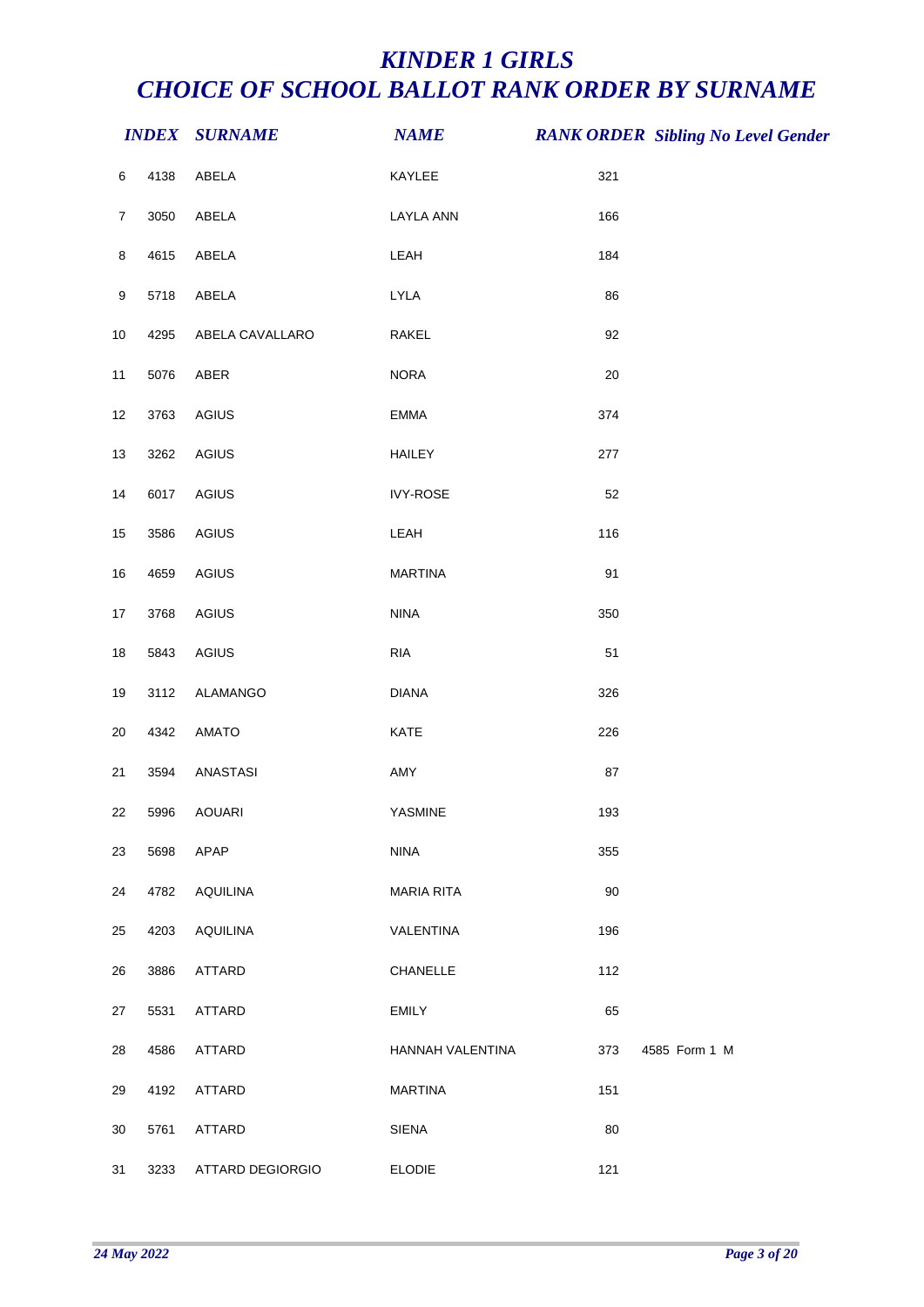# KINDER 1 GIRLS
# CHOICE OF SCHOOL BALLOT RANK ORDER BY SURNAME

| | INDEX | SURNAME | NAME | RANK ORDER | Sibling No | Level | Gender |
|---|---|---|---|---|---|---|---|
| 6 | 4138 | ABELA | KAYLEE | 321 | | | |
| 7 | 3050 | ABELA | LAYLA ANN | 166 | | | |
| 8 | 4615 | ABELA | LEAH | 184 | | | |
| 9 | 5718 | ABELA | LYLA | 86 | | | |
| 10 | 4295 | ABELA CAVALLARO | RAKEL | 92 | | | |
| 11 | 5076 | ABER | NORA | 20 | | | |
| 12 | 3763 | AGIUS | EMMA | 374 | | | |
| 13 | 3262 | AGIUS | HAILEY | 277 | | | |
| 14 | 6017 | AGIUS | IVY-ROSE | 52 | | | |
| 15 | 3586 | AGIUS | LEAH | 116 | | | |
| 16 | 4659 | AGIUS | MARTINA | 91 | | | |
| 17 | 3768 | AGIUS | NINA | 350 | | | |
| 18 | 5843 | AGIUS | RIA | 51 | | | |
| 19 | 3112 | ALAMANGO | DIANA | 326 | | | |
| 20 | 4342 | AMATO | KATE | 226 | | | |
| 21 | 3594 | ANASTASI | AMY | 87 | | | |
| 22 | 5996 | AOUARI | YASMINE | 193 | | | |
| 23 | 5698 | APAP | NINA | 355 | | | |
| 24 | 4782 | AQUILINA | MARIA RITA | 90 | | | |
| 25 | 4203 | AQUILINA | VALENTINA | 196 | | | |
| 26 | 3886 | ATTARD | CHANELLE | 112 | | | |
| 27 | 5531 | ATTARD | EMILY | 65 | | | |
| 28 | 4586 | ATTARD | HANNAH VALENTINA | 373 | 4585 | Form 1 | M |
| 29 | 4192 | ATTARD | MARTINA | 151 | | | |
| 30 | 5761 | ATTARD | SIENA | 80 | | | |
| 31 | 3233 | ATTARD DEGIORGIO | ELODIE | 121 | | | |

*24 May 2022*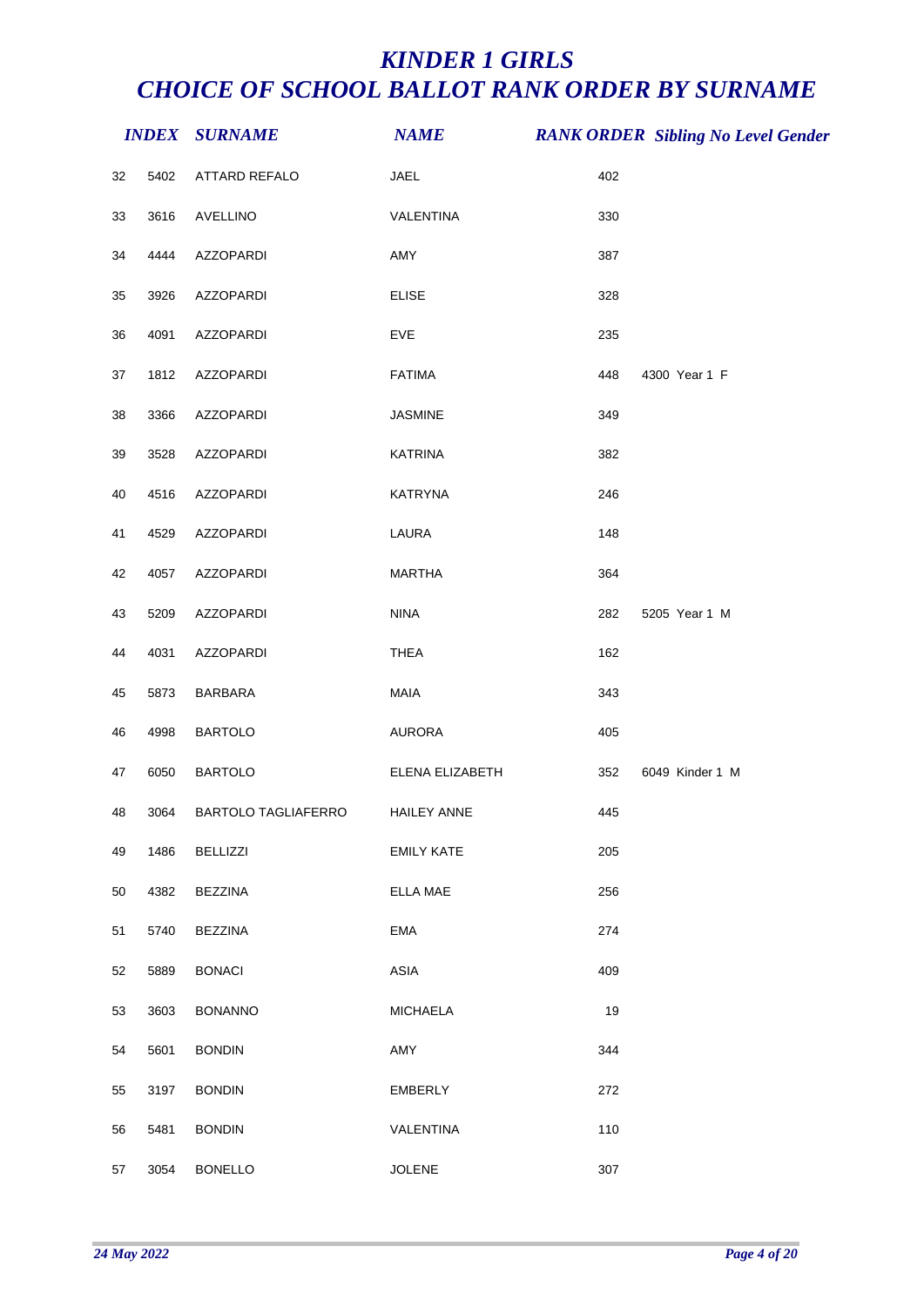# *KINDER 1 GIRLS*
# *CHOICE OF SCHOOL BALLOT RANK ORDER BY SURNAME*

| | INDEX | SURNAME | NAME | RANK ORDER | Sibling No | Level | Gender |
|---|---|---|---|---|---|---|---|
| 32 | 5402 | ATTARD REFALO | JAEL | 402 | | | |
| 33 | 3616 | AVELLINO | VALENTINA | 330 | | | |
| 34 | 4444 | AZZOPARDI | AMY | 387 | | | |
| 35 | 3926 | AZZOPARDI | ELISE | 328 | | | |
| 36 | 4091 | AZZOPARDI | EVE | 235 | | | |
| 37 | 1812 | AZZOPARDI | FATIMA | 448 | 4300 | Year 1 | F |
| 38 | 3366 | AZZOPARDI | JASMINE | 349 | | | |
| 39 | 3528 | AZZOPARDI | KATRINA | 382 | | | |
| 40 | 4516 | AZZOPARDI | KATRYNA | 246 | | | |
| 41 | 4529 | AZZOPARDI | LAURA | 148 | | | |
| 42 | 4057 | AZZOPARDI | MARTHA | 364 | | | |
| 43 | 5209 | AZZOPARDI | NINA | 282 | 5205 | Year 1 | M |
| 44 | 4031 | AZZOPARDI | THEA | 162 | | | |
| 45 | 5873 | BARBARA | MAIA | 343 | | | |
| 46 | 4998 | BARTOLO | AURORA | 405 | | | |
| 47 | 6050 | BARTOLO | ELENA ELIZABETH | 352 | 6049 | Kinder 1 | M |
| 48 | 3064 | BARTOLO TAGLIAFERRO | HAILEY ANNE | 445 | | | |
| 49 | 1486 | BELLIZZI | EMILY KATE | 205 | | | |
| 50 | 4382 | BEZZINA | ELLA MAE | 256 | | | |
| 51 | 5740 | BEZZINA | EMA | 274 | | | |
| 52 | 5889 | BONACI | ASIA | 409 | | | |
| 53 | 3603 | BONANNO | MICHAELA | 19 | | | |
| 54 | 5601 | BONDIN | AMY | 344 | | | |
| 55 | 3197 | BONDIN | EMBERLY | 272 | | | |
| 56 | 5481 | BONDIN | VALENTINA | 110 | | | |
| 57 | 3054 | BONELLO | JOLENE | 307 | | | |

*24 May 2022*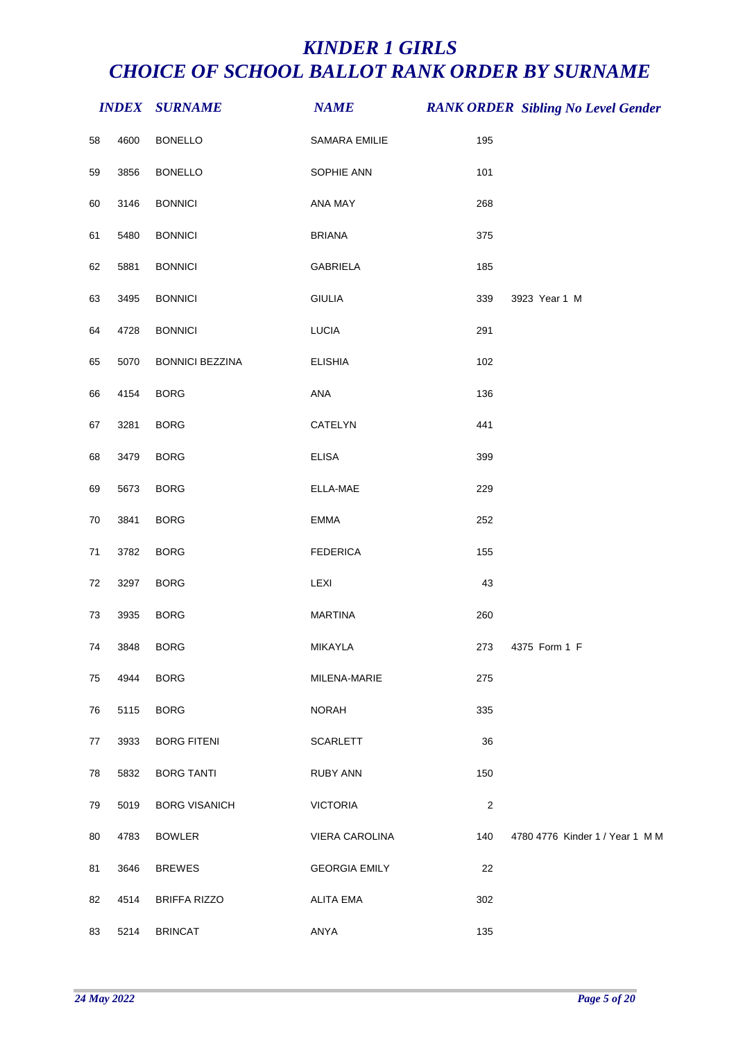# KINDER 1 GIRLS
# CHOICE OF SCHOOL BALLOT RANK ORDER BY SURNAME

| | INDEX | SURNAME | NAME | RANK ORDER | Sibling No Level Gender |
|---|---|---|---|---|---|
| 58 | 4600 | BONELLO | SAMARA EMILIE | 195 | |
| 59 | 3856 | BONELLO | SOPHIE ANN | 101 | |
| 60 | 3146 | BONNICI | ANA MAY | 268 | |
| 61 | 5480 | BONNICI | BRIANA | 375 | |
| 62 | 5881 | BONNICI | GABRIELA | 185 | |
| 63 | 3495 | BONNICI | GIULIA | 339 | 3923 Year 1 M |
| 64 | 4728 | BONNICI | LUCIA | 291 | |
| 65 | 5070 | BONNICI BEZZINA | ELISHIA | 102 | |
| 66 | 4154 | BORG | ANA | 136 | |
| 67 | 3281 | BORG | CATELYN | 441 | |
| 68 | 3479 | BORG | ELISA | 399 | |
| 69 | 5673 | BORG | ELLA-MAE | 229 | |
| 70 | 3841 | BORG | EMMA | 252 | |
| 71 | 3782 | BORG | FEDERICA | 155 | |
| 72 | 3297 | BORG | LEXI | 43 | |
| 73 | 3935 | BORG | MARTINA | 260 | |
| 74 | 3848 | BORG | MIKAYLA | 273 | 4375 Form 1 F |
| 75 | 4944 | BORG | MILENA-MARIE | 275 | |
| 76 | 5115 | BORG | NORAH | 335 | |
| 77 | 3933 | BORG FITENI | SCARLETT | 36 | |
| 78 | 5832 | BORG TANTI | RUBY ANN | 150 | |
| 79 | 5019 | BORG VISANICH | VICTORIA | 2 | |
| 80 | 4783 | BOWLER | VIERA CAROLINA | 140 | 4780 4776 Kinder 1 / Year 1 M M |
| 81 | 3646 | BREWES | GEORGIA EMILY | 22 | |
| 82 | 4514 | BRIFFA RIZZO | ALITA EMA | 302 | |
| 83 | 5214 | BRINCAT | ANYA | 135 | |

*24 May 2022*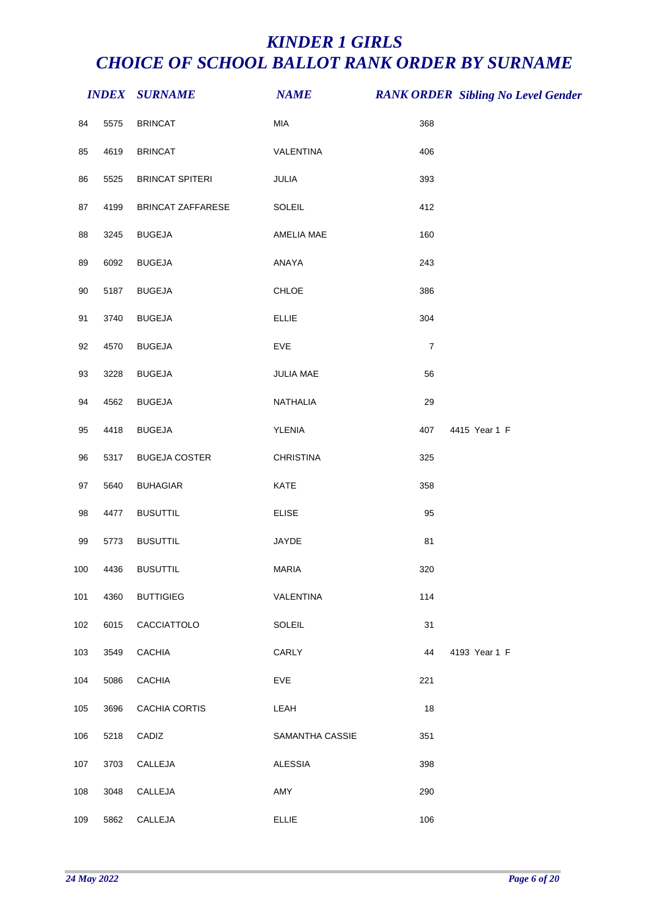# *KINDER 1 GIRLS*
# *CHOICE OF SCHOOL BALLOT RANK ORDER BY SURNAME*

| | INDEX | SURNAME | NAME | RANK ORDER | Sibling No | Level | Gender |
|---|---|---|---|---|---|---|---|
| 84 | 5575 | BRINCAT | MIA | 368 | | | |
| 85 | 4619 | BRINCAT | VALENTINA | 406 | | | |
| 86 | 5525 | BRINCAT SPITERI | JULIA | 393 | | | |
| 87 | 4199 | BRINCAT ZAFFARESE | SOLEIL | 412 | | | |
| 88 | 3245 | BUGEJA | AMELIA MAE | 160 | | | |
| 89 | 6092 | BUGEJA | ANAYA | 243 | | | |
| 90 | 5187 | BUGEJA | CHLOE | 386 | | | |
| 91 | 3740 | BUGEJA | ELLIE | 304 | | | |
| 92 | 4570 | BUGEJA | EVE | 7 | | | |
| 93 | 3228 | BUGEJA | JULIA MAE | 56 | | | |
| 94 | 4562 | BUGEJA | NATHALIA | 29 | | | |
| 95 | 4418 | BUGEJA | YLENIA | 407 | 4415 | Year 1 | F |
| 96 | 5317 | BUGEJA COSTER | CHRISTINA | 325 | | | |
| 97 | 5640 | BUHAGIAR | KATE | 358 | | | |
| 98 | 4477 | BUSUTTIL | ELISE | 95 | | | |
| 99 | 5773 | BUSUTTIL | JAYDE | 81 | | | |
| 100 | 4436 | BUSUTTIL | MARIA | 320 | | | |
| 101 | 4360 | BUTTIGIEG | VALENTINA | 114 | | | |
| 102 | 6015 | CACCIATTOLO | SOLEIL | 31 | | | |
| 103 | 3549 | CACHIA | CARLY | 44 | 4193 | Year 1 | F |
| 104 | 5086 | CACHIA | EVE | 221 | | | |
| 105 | 3696 | CACHIA CORTIS | LEAH | 18 | | | |
| 106 | 5218 | CADIZ | SAMANTHA CASSIE | 351 | | | |
| 107 | 3703 | CALLEJA | ALESSIA | 398 | | | |
| 108 | 3048 | CALLEJA | AMY | 290 | | | |
| 109 | 5862 | CALLEJA | ELLIE | 106 | | | |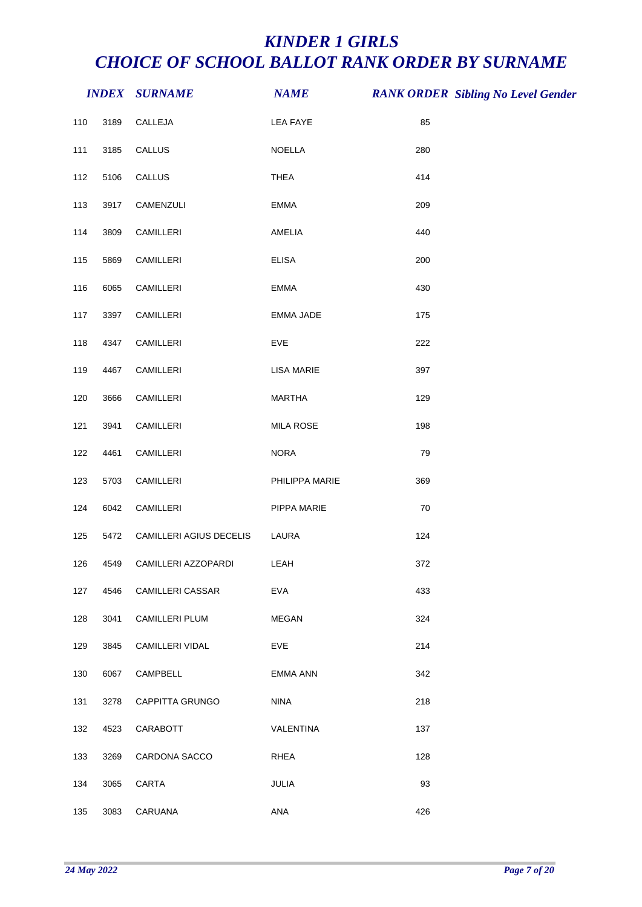# KINDER 1 GIRLS
# CHOICE OF SCHOOL BALLOT RANK ORDER BY SURNAME

| | INDEX | SURNAME | NAME | RANK ORDER | Sibling No Level Gender |
|---|---|---|---|---|---|
| 110 | 3189 | CALLEJA | LEA FAYE | 85 | |
| 111 | 3185 | CALLUS | NOELLA | 280 | |
| 112 | 5106 | CALLUS | THEA | 414 | |
| 113 | 3917 | CAMENZULI | EMMA | 209 | |
| 114 | 3809 | CAMILLERI | AMELIA | 440 | |
| 115 | 5869 | CAMILLERI | ELISA | 200 | |
| 116 | 6065 | CAMILLERI | EMMA | 430 | |
| 117 | 3397 | CAMILLERI | EMMA JADE | 175 | |
| 118 | 4347 | CAMILLERI | EVE | 222 | |
| 119 | 4467 | CAMILLERI | LISA MARIE | 397 | |
| 120 | 3666 | CAMILLERI | MARTHA | 129 | |
| 121 | 3941 | CAMILLERI | MILA ROSE | 198 | |
| 122 | 4461 | CAMILLERI | NORA | 79 | |
| 123 | 5703 | CAMILLERI | PHILIPPA MARIE | 369 | |
| 124 | 6042 | CAMILLERI | PIPPA MARIE | 70 | |
| 125 | 5472 | CAMILLERI AGIUS DECELIS | LAURA | 124 | |
| 126 | 4549 | CAMILLERI AZZOPARDI | LEAH | 372 | |
| 127 | 4546 | CAMILLERI CASSAR | EVA | 433 | |
| 128 | 3041 | CAMILLERI PLUM | MEGAN | 324 | |
| 129 | 3845 | CAMILLERI VIDAL | EVE | 214 | |
| 130 | 6067 | CAMPBELL | EMMA ANN | 342 | |
| 131 | 3278 | CAPPITTA GRUNGO | NINA | 218 | |
| 132 | 4523 | CARABOTT | VALENTINA | 137 | |
| 133 | 3269 | CARDONA SACCO | RHEA | 128 | |
| 134 | 3065 | CARTA | JULIA | 93 | |
| 135 | 3083 | CARUANA | ANA | 426 | |

*24 May 2022*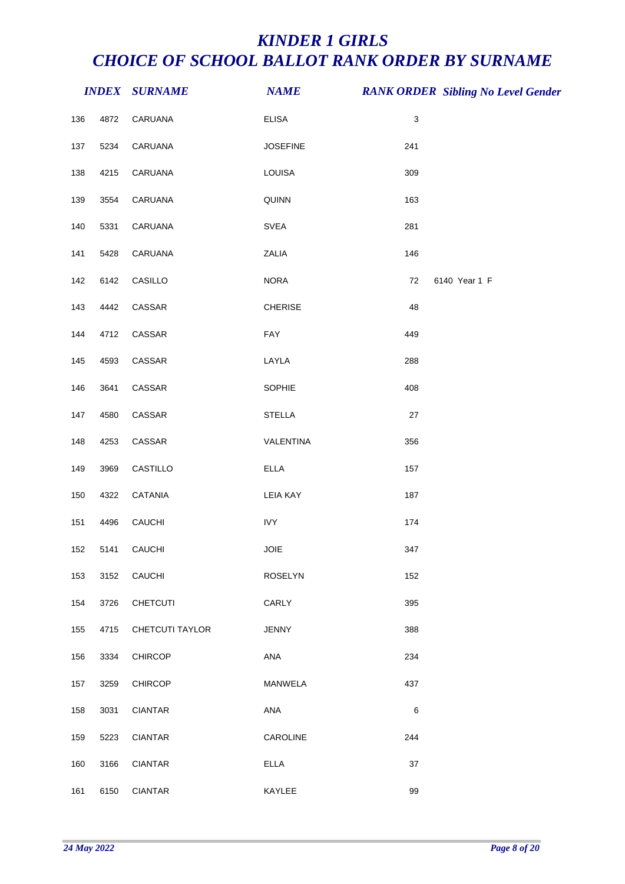# KINDER 1 GIRLS
# CHOICE OF SCHOOL BALLOT RANK ORDER BY SURNAME

| | INDEX | SURNAME | NAME | RANK ORDER | Sibling No | Level | Gender |
|---|---|---|---|---|---|---|---|
| 136 | 4872 | CARUANA | ELISA | 3 | | | |
| 137 | 5234 | CARUANA | JOSEFINE | 241 | | | |
| 138 | 4215 | CARUANA | LOUISA | 309 | | | |
| 139 | 3554 | CARUANA | QUINN | 163 | | | |
| 140 | 5331 | CARUANA | SVEA | 281 | | | |
| 141 | 5428 | CARUANA | ZALIA | 146 | | | |
| 142 | 6142 | CASILLO | NORA | 72 | 6140 | Year 1 | F |
| 143 | 4442 | CASSAR | CHERISE | 48 | | | |
| 144 | 4712 | CASSAR | FAY | 449 | | | |
| 145 | 4593 | CASSAR | LAYLA | 288 | | | |
| 146 | 3641 | CASSAR | SOPHIE | 408 | | | |
| 147 | 4580 | CASSAR | STELLA | 27 | | | |
| 148 | 4253 | CASSAR | VALENTINA | 356 | | | |
| 149 | 3969 | CASTILLO | ELLA | 157 | | | |
| 150 | 4322 | CATANIA | LEIA KAY | 187 | | | |
| 151 | 4496 | CAUCHI | IVY | 174 | | | |
| 152 | 5141 | CAUCHI | JOIE | 347 | | | |
| 153 | 3152 | CAUCHI | ROSELYN | 152 | | | |
| 154 | 3726 | CHETCUTI | CARLY | 395 | | | |
| 155 | 4715 | CHETCUTI TAYLOR | JENNY | 388 | | | |
| 156 | 3334 | CHIRCOP | ANA | 234 | | | |
| 157 | 3259 | CHIRCOP | MANWELA | 437 | | | |
| 158 | 3031 | CIANTAR | ANA | 6 | | | |
| 159 | 5223 | CIANTAR | CAROLINE | 244 | | | |
| 160 | 3166 | CIANTAR | ELLA | 37 | | | |
| 161 | 6150 | CIANTAR | KAYLEE | 99 | | | |

*24 May 2022*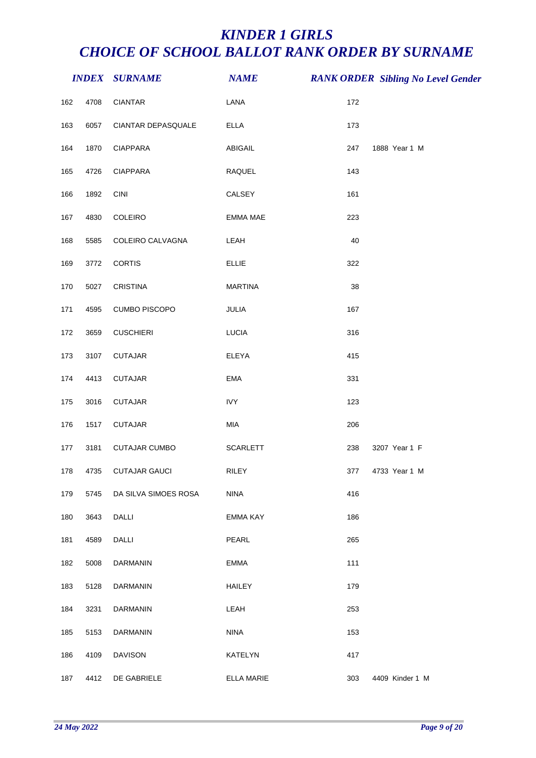# KINDER 1 GIRLS
# CHOICE OF SCHOOL BALLOT RANK ORDER BY SURNAME

| | INDEX | SURNAME | NAME | RANK ORDER | Sibling No | Level | Gender |
|---|---|---|---|---|---|---|---|
| 162 | 4708 | CIANTAR | LANA | 172 | | | |
| 163 | 6057 | CIANTAR DEPASQUALE | ELLA | 173 | | | |
| 164 | 1870 | CIAPPARA | ABIGAIL | 247 | 1888 | Year 1 | M |
| 165 | 4726 | CIAPPARA | RAQUEL | 143 | | | |
| 166 | 1892 | CINI | CALSEY | 161 | | | |
| 167 | 4830 | COLEIRO | EMMA MAE | 223 | | | |
| 168 | 5585 | COLEIRO CALVAGNA | LEAH | 40 | | | |
| 169 | 3772 | CORTIS | ELLIE | 322 | | | |
| 170 | 5027 | CRISTINA | MARTINA | 38 | | | |
| 171 | 4595 | CUMBO PISCOPO | JULIA | 167 | | | |
| 172 | 3659 | CUSCHIERI | LUCIA | 316 | | | |
| 173 | 3107 | CUTAJAR | ELEYA | 415 | | | |
| 174 | 4413 | CUTAJAR | EMA | 331 | | | |
| 175 | 3016 | CUTAJAR | IVY | 123 | | | |
| 176 | 1517 | CUTAJAR | MIA | 206 | | | |
| 177 | 3181 | CUTAJAR CUMBO | SCARLETT | 238 | 3207 | Year 1 | F |
| 178 | 4735 | CUTAJAR GAUCI | RILEY | 377 | 4733 | Year 1 | M |
| 179 | 5745 | DA SILVA SIMOES ROSA | NINA | 416 | | | |
| 180 | 3643 | DALLI | EMMA KAY | 186 | | | |
| 181 | 4589 | DALLI | PEARL | 265 | | | |
| 182 | 5008 | DARMANIN | EMMA | 111 | | | |
| 183 | 5128 | DARMANIN | HAILEY | 179 | | | |
| 184 | 3231 | DARMANIN | LEAH | 253 | | | |
| 185 | 5153 | DARMANIN | NINA | 153 | | | |
| 186 | 4109 | DAVISON | KATELYN | 417 | | | |
| 187 | 4412 | DE GABRIELE | ELLA MARIE | 303 | 4409 | Kinder 1 | M |

*24 May 2022*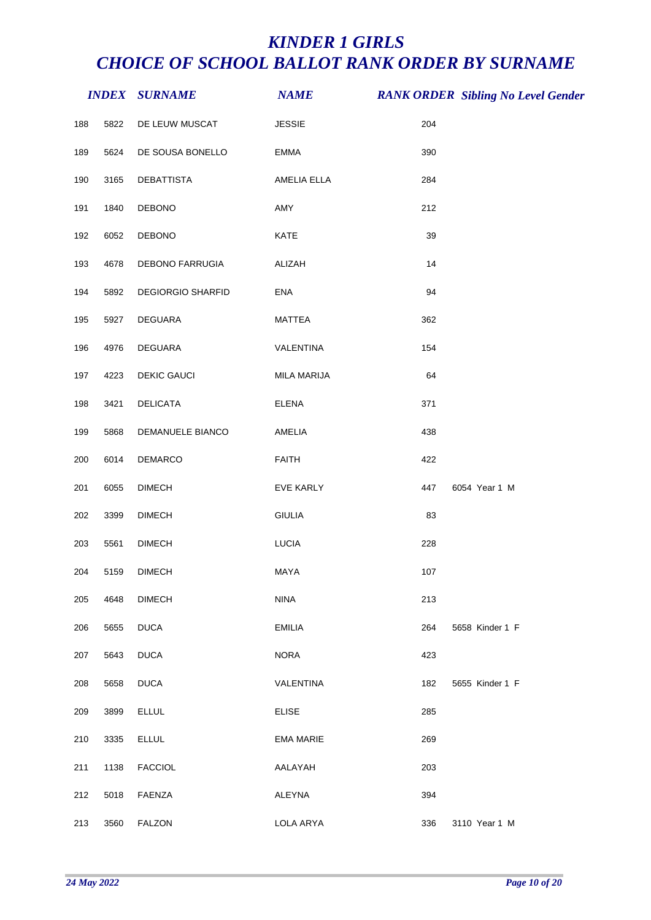# *KINDER 1 GIRLS*
# *CHOICE OF SCHOOL BALLOT RANK ORDER BY SURNAME*

| | *INDEX* | *SURNAME* | *NAME* | *RANK ORDER* | *Sibling No* | *Level* | *Gender* |
|---|---|---|---|---|---|---|---|
| 188 | 5822 | DE LEUW MUSCAT | JESSIE | 204 | | | |
| 189 | 5624 | DE SOUSA BONELLO | EMMA | 390 | | | |
| 190 | 3165 | DEBATTISTA | AMELIA ELLA | 284 | | | |
| 191 | 1840 | DEBONO | AMY | 212 | | | |
| 192 | 6052 | DEBONO | KATE | 39 | | | |
| 193 | 4678 | DEBONO FARRUGIA | ALIZAH | 14 | | | |
| 194 | 5892 | DEGIORGIO SHARFID | ENA | 94 | | | |
| 195 | 5927 | DEGUARA | MATTEA | 362 | | | |
| 196 | 4976 | DEGUARA | VALENTINA | 154 | | | |
| 197 | 4223 | DEKIC GAUCI | MILA MARIJA | 64 | | | |
| 198 | 3421 | DELICATA | ELENA | 371 | | | |
| 199 | 5868 | DEMANUELE BIANCO | AMELIA | 438 | | | |
| 200 | 6014 | DEMARCO | FAITH | 422 | | | |
| 201 | 6055 | DIMECH | EVE KARLY | 447 | 6054 | Year 1 | M |
| 202 | 3399 | DIMECH | GIULIA | 83 | | | |
| 203 | 5561 | DIMECH | LUCIA | 228 | | | |
| 204 | 5159 | DIMECH | MAYA | 107 | | | |
| 205 | 4648 | DIMECH | NINA | 213 | | | |
| 206 | 5655 | DUCA | EMILIA | 264 | 5658 | Kinder 1 | F |
| 207 | 5643 | DUCA | NORA | 423 | | | |
| 208 | 5658 | DUCA | VALENTINA | 182 | 5655 | Kinder 1 | F |
| 209 | 3899 | ELLUL | ELISE | 285 | | | |
| 210 | 3335 | ELLUL | EMA MARIE | 269 | | | |
| 211 | 1138 | FACCIOL | AALAYAH | 203 | | | |
| 212 | 5018 | FAENZA | ALEYNA | 394 | | | |
| 213 | 3560 | FALZON | LOLA ARYA | 336 | 3110 | Year 1 | M |

*24 May 2022*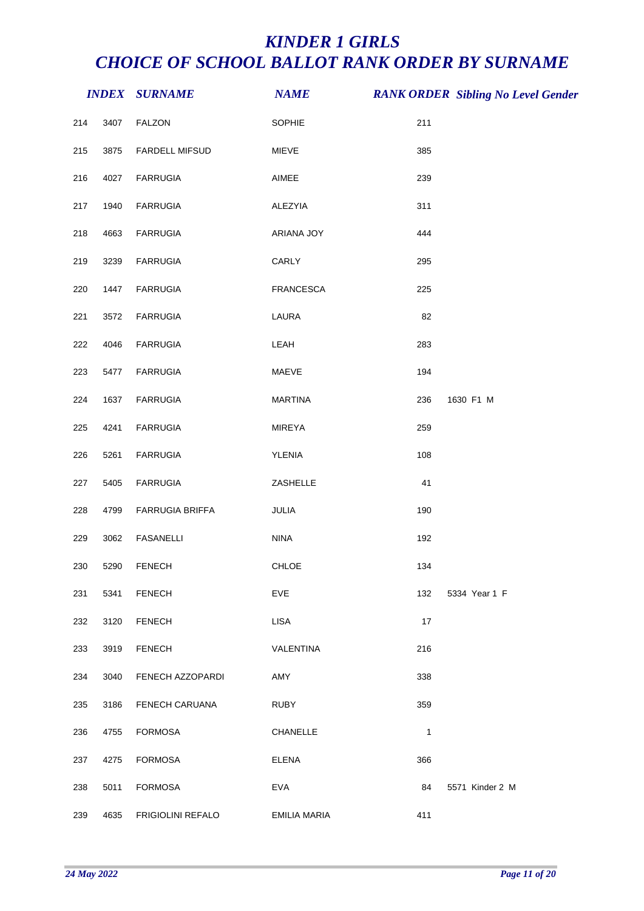# KINDER 1 GIRLS
# CHOICE OF SCHOOL BALLOT RANK ORDER BY SURNAME

| | INDEX | SURNAME | NAME | RANK ORDER | Sibling No Level Gender |
|---|---|---|---|---|---|
| 214 | 3407 | FALZON | SOPHIE | 211 | |
| 215 | 3875 | FARDELL MIFSUD | MIEVE | 385 | |
| 216 | 4027 | FARRUGIA | AIMEE | 239 | |
| 217 | 1940 | FARRUGIA | ALEZYIA | 311 | |
| 218 | 4663 | FARRUGIA | ARIANA JOY | 444 | |
| 219 | 3239 | FARRUGIA | CARLY | 295 | |
| 220 | 1447 | FARRUGIA | FRANCESCA | 225 | |
| 221 | 3572 | FARRUGIA | LAURA | 82 | |
| 222 | 4046 | FARRUGIA | LEAH | 283 | |
| 223 | 5477 | FARRUGIA | MAEVE | 194 | |
| 224 | 1637 | FARRUGIA | MARTINA | 236 | 1630 F1 M |
| 225 | 4241 | FARRUGIA | MIREYA | 259 | |
| 226 | 5261 | FARRUGIA | YLENIA | 108 | |
| 227 | 5405 | FARRUGIA | ZASHELLE | 41 | |
| 228 | 4799 | FARRUGIA BRIFFA | JULIA | 190 | |
| 229 | 3062 | FASANELLI | NINA | 192 | |
| 230 | 5290 | FENECH | CHLOE | 134 | |
| 231 | 5341 | FENECH | EVE | 132 | 5334 Year 1 F |
| 232 | 3120 | FENECH | LISA | 17 | |
| 233 | 3919 | FENECH | VALENTINA | 216 | |
| 234 | 3040 | FENECH AZZOPARDI | AMY | 338 | |
| 235 | 3186 | FENECH CARUANA | RUBY | 359 | |
| 236 | 4755 | FORMOSA | CHANELLE | 1 | |
| 237 | 4275 | FORMOSA | ELENA | 366 | |
| 238 | 5011 | FORMOSA | EVA | 84 | 5571 Kinder 2 M |
| 239 | 4635 | FRIGIOLINI REFALO | EMILIA MARIA | 411 | |

*24 May 2022*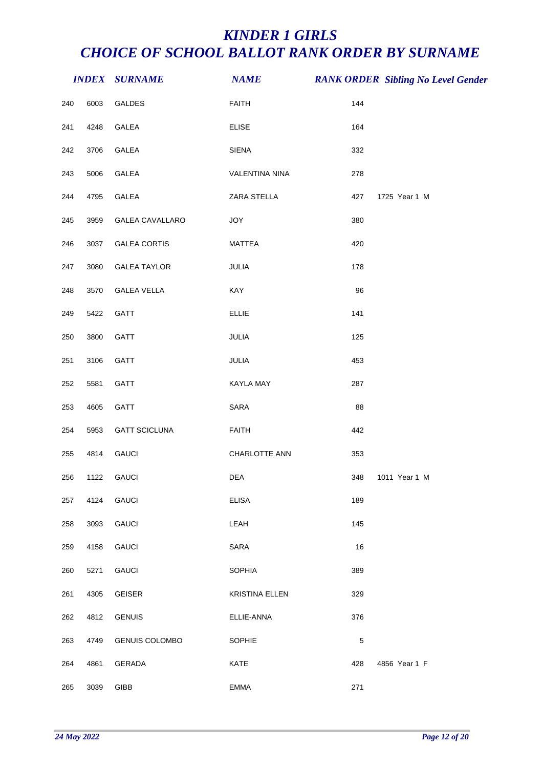# *KINDER 1 GIRLS*
# *CHOICE OF SCHOOL BALLOT RANK ORDER BY SURNAME*

| | *INDEX* | *SURNAME* | *NAME* | *RANK ORDER* | *Sibling No* | *Level* | *Gender* |
|---|---|---|---|---|---|---|---|
| 240 | 6003 | GALDES | FAITH | 144 | | | |
| 241 | 4248 | GALEA | ELISE | 164 | | | |
| 242 | 3706 | GALEA | SIENA | 332 | | | |
| 243 | 5006 | GALEA | VALENTINA NINA | 278 | | | |
| 244 | 4795 | GALEA | ZARA STELLA | 427 | 1725 | Year 1 | M |
| 245 | 3959 | GALEA CAVALLARO | JOY | 380 | | | |
| 246 | 3037 | GALEA CORTIS | MATTEA | 420 | | | |
| 247 | 3080 | GALEA TAYLOR | JULIA | 178 | | | |
| 248 | 3570 | GALEA VELLA | KAY | 96 | | | |
| 249 | 5422 | GATT | ELLIE | 141 | | | |
| 250 | 3800 | GATT | JULIA | 125 | | | |
| 251 | 3106 | GATT | JULIA | 453 | | | |
| 252 | 5581 | GATT | KAYLA MAY | 287 | | | |
| 253 | 4605 | GATT | SARA | 88 | | | |
| 254 | 5953 | GATT SCICLUNA | FAITH | 442 | | | |
| 255 | 4814 | GAUCI | CHARLOTTE ANN | 353 | | | |
| 256 | 1122 | GAUCI | DEA | 348 | 1011 | Year 1 | M |
| 257 | 4124 | GAUCI | ELISA | 189 | | | |
| 258 | 3093 | GAUCI | LEAH | 145 | | | |
| 259 | 4158 | GAUCI | SARA | 16 | | | |
| 260 | 5271 | GAUCI | SOPHIA | 389 | | | |
| 261 | 4305 | GEISER | KRISTINA ELLEN | 329 | | | |
| 262 | 4812 | GENUIS | ELLIE-ANNA | 376 | | | |
| 263 | 4749 | GENUIS COLOMBO | SOPHIE | 5 | | | |
| 264 | 4861 | GERADA | KATE | 428 | 4856 | Year 1 | F |
| 265 | 3039 | GIBB | EMMA | 271 | | | |

*24 May 2022*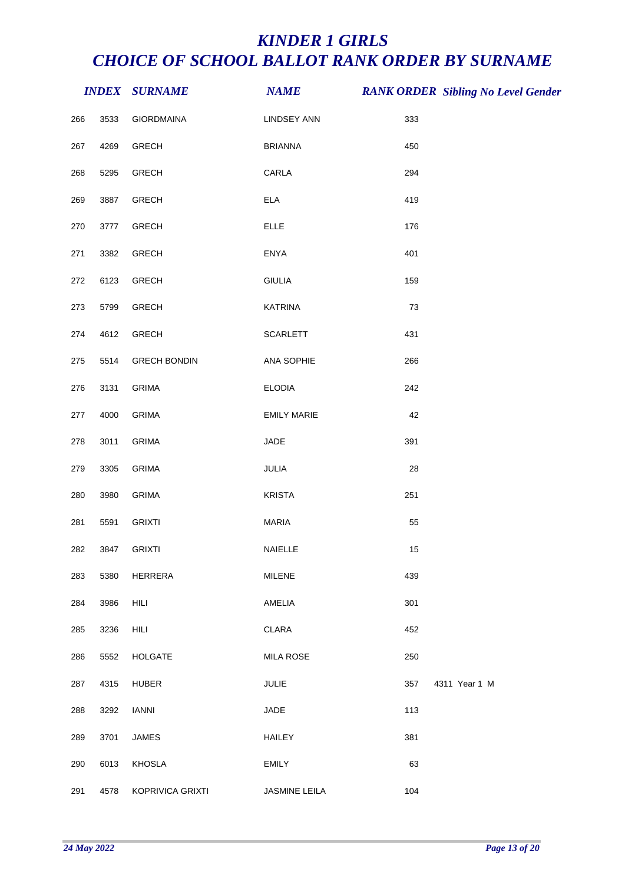# KINDER 1 GIRLS
# CHOICE OF SCHOOL BALLOT RANK ORDER BY SURNAME

| | INDEX | SURNAME | NAME | RANK ORDER | Sibling No | Level | Gender |
|---|---|---|---|---|---|---|---|
| 266 | 3533 | GIORDMAINA | LINDSEY ANN | 333 | | | |
| 267 | 4269 | GRECH | BRIANNA | 450 | | | |
| 268 | 5295 | GRECH | CARLA | 294 | | | |
| 269 | 3887 | GRECH | ELA | 419 | | | |
| 270 | 3777 | GRECH | ELLE | 176 | | | |
| 271 | 3382 | GRECH | ENYA | 401 | | | |
| 272 | 6123 | GRECH | GIULIA | 159 | | | |
| 273 | 5799 | GRECH | KATRINA | 73 | | | |
| 274 | 4612 | GRECH | SCARLETT | 431 | | | |
| 275 | 5514 | GRECH BONDIN | ANA SOPHIE | 266 | | | |
| 276 | 3131 | GRIMA | ELODIA | 242 | | | |
| 277 | 4000 | GRIMA | EMILY MARIE | 42 | | | |
| 278 | 3011 | GRIMA | JADE | 391 | | | |
| 279 | 3305 | GRIMA | JULIA | 28 | | | |
| 280 | 3980 | GRIMA | KRISTA | 251 | | | |
| 281 | 5591 | GRIXTI | MARIA | 55 | | | |
| 282 | 3847 | GRIXTI | NAIELLE | 15 | | | |
| 283 | 5380 | HERRERA | MILENE | 439 | | | |
| 284 | 3986 | HILI | AMELIA | 301 | | | |
| 285 | 3236 | HILI | CLARA | 452 | | | |
| 286 | 5552 | HOLGATE | MILA ROSE | 250 | | | |
| 287 | 4315 | HUBER | JULIE | 357 | 4311 | Year 1 | M |
| 288 | 3292 | IANNI | JADE | 113 | | | |
| 289 | 3701 | JAMES | HAILEY | 381 | | | |
| 290 | 6013 | KHOSLA | EMILY | 63 | | | |
| 291 | 4578 | KOPRIVICA GRIXTI | JASMINE LEILA | 104 | | | |

*24 May 2022*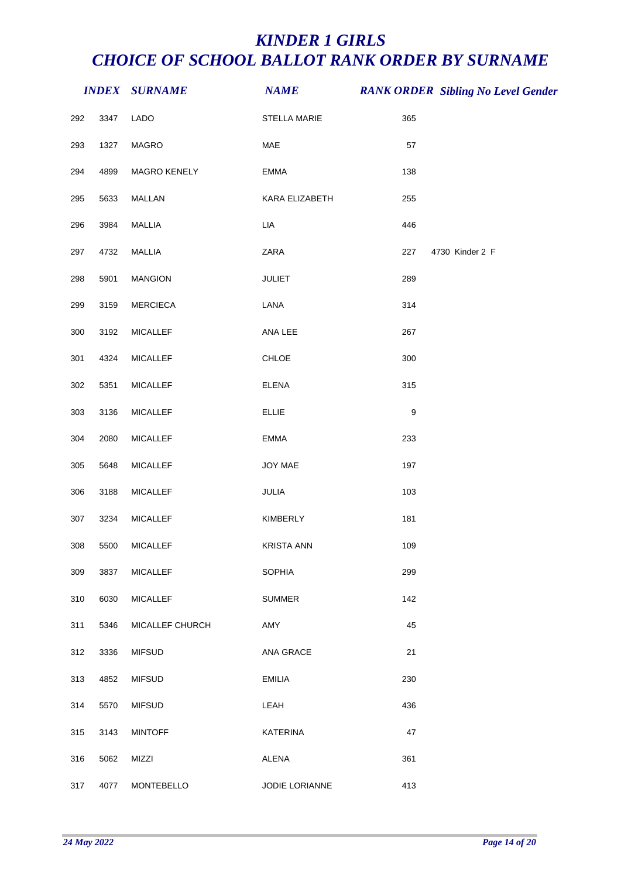# KINDER 1 GIRLS
# CHOICE OF SCHOOL BALLOT RANK ORDER BY SURNAME

| | INDEX | SURNAME | NAME | RANK ORDER | Sibling No Level Gender |
|---|---|---|---|---|---|
| 292 | 3347 | LADO | STELLA MARIE | 365 | |
| 293 | 1327 | MAGRO | MAE | 57 | |
| 294 | 4899 | MAGRO KENELY | EMMA | 138 | |
| 295 | 5633 | MALLAN | KARA ELIZABETH | 255 | |
| 296 | 3984 | MALLIA | LIA | 446 | |
| 297 | 4732 | MALLIA | ZARA | 227 | 4730 Kinder 2 F |
| 298 | 5901 | MANGION | JULIET | 289 | |
| 299 | 3159 | MERCIECA | LANA | 314 | |
| 300 | 3192 | MICALLEF | ANA LEE | 267 | |
| 301 | 4324 | MICALLEF | CHLOE | 300 | |
| 302 | 5351 | MICALLEF | ELENA | 315 | |
| 303 | 3136 | MICALLEF | ELLIE | 9 | |
| 304 | 2080 | MICALLEF | EMMA | 233 | |
| 305 | 5648 | MICALLEF | JOY MAE | 197 | |
| 306 | 3188 | MICALLEF | JULIA | 103 | |
| 307 | 3234 | MICALLEF | KIMBERLY | 181 | |
| 308 | 5500 | MICALLEF | KRISTA ANN | 109 | |
| 309 | 3837 | MICALLEF | SOPHIA | 299 | |
| 310 | 6030 | MICALLEF | SUMMER | 142 | |
| 311 | 5346 | MICALLEF CHURCH | AMY | 45 | |
| 312 | 3336 | MIFSUD | ANA GRACE | 21 | |
| 313 | 4852 | MIFSUD | EMILIA | 230 | |
| 314 | 5570 | MIFSUD | LEAH | 436 | |
| 315 | 3143 | MINTOFF | KATERINA | 47 | |
| 316 | 5062 | MIZZI | ALENA | 361 | |
| 317 | 4077 | MONTEBELLO | JODIE LORIANNE | 413 | |

24 May 2022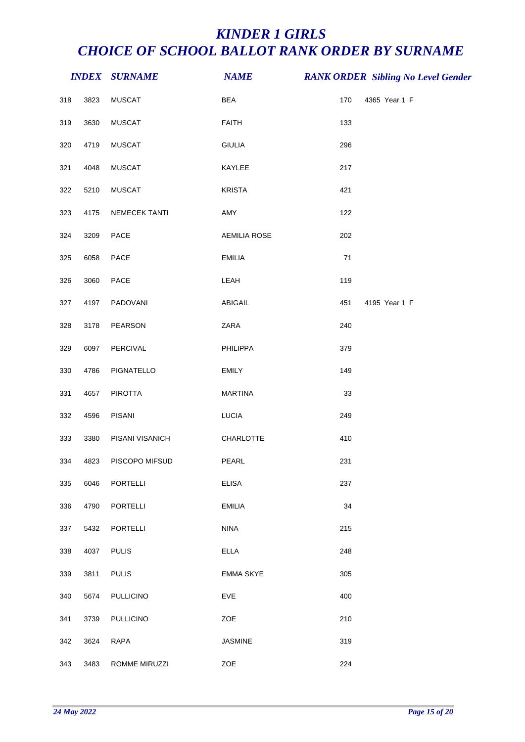# KINDER 1 GIRLS
# CHOICE OF SCHOOL BALLOT RANK ORDER BY SURNAME

| | INDEX | SURNAME | NAME | RANK ORDER | Sibling No | Level | Gender |
|---|---|---|---|---|---|---|---|
| 318 | 3823 | MUSCAT | BEA | 170 | 4365 | Year 1 | F |
| 319 | 3630 | MUSCAT | FAITH | 133 | | | |
| 320 | 4719 | MUSCAT | GIULIA | 296 | | | |
| 321 | 4048 | MUSCAT | KAYLEE | 217 | | | |
| 322 | 5210 | MUSCAT | KRISTA | 421 | | | |
| 323 | 4175 | NEMECEK TANTI | AMY | 122 | | | |
| 324 | 3209 | PACE | AEMILIA ROSE | 202 | | | |
| 325 | 6058 | PACE | EMILIA | 71 | | | |
| 326 | 3060 | PACE | LEAH | 119 | | | |
| 327 | 4197 | PADOVANI | ABIGAIL | 451 | 4195 | Year 1 | F |
| 328 | 3178 | PEARSON | ZARA | 240 | | | |
| 329 | 6097 | PERCIVAL | PHILIPPA | 379 | | | |
| 330 | 4786 | PIGNATELLO | EMILY | 149 | | | |
| 331 | 4657 | PIROTTA | MARTINA | 33 | | | |
| 332 | 4596 | PISANI | LUCIA | 249 | | | |
| 333 | 3380 | PISANI VISANICH | CHARLOTTE | 410 | | | |
| 334 | 4823 | PISCOPO MIFSUD | PEARL | 231 | | | |
| 335 | 6046 | PORTELLI | ELISA | 237 | | | |
| 336 | 4790 | PORTELLI | EMILIA | 34 | | | |
| 337 | 5432 | PORTELLI | NINA | 215 | | | |
| 338 | 4037 | PULIS | ELLA | 248 | | | |
| 339 | 3811 | PULIS | EMMA SKYE | 305 | | | |
| 340 | 5674 | PULLICINO | EVE | 400 | | | |
| 341 | 3739 | PULLICINO | ZOE | 210 | | | |
| 342 | 3624 | RAPA | JASMINE | 319 | | | |
| 343 | 3483 | ROMME MIRUZZI | ZOE | 224 | | | |

*24 May 2022*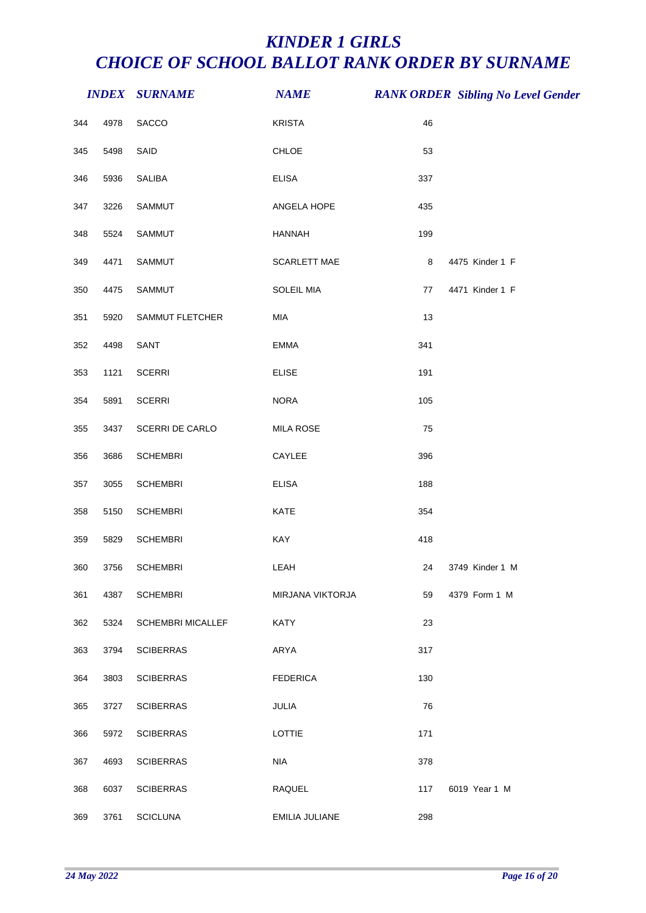# KINDER 1 GIRLS
# CHOICE OF SCHOOL BALLOT RANK ORDER BY SURNAME

| | INDEX | SURNAME | NAME | RANK ORDER | Sibling No Level Gender |
|---|---|---|---|---|---|
| 344 | 4978 | SACCO | KRISTA | 46 | |
| 345 | 5498 | SAID | CHLOE | 53 | |
| 346 | 5936 | SALIBA | ELISA | 337 | |
| 347 | 3226 | SAMMUT | ANGELA HOPE | 435 | |
| 348 | 5524 | SAMMUT | HANNAH | 199 | |
| 349 | 4471 | SAMMUT | SCARLETT MAE | 8 | 4475 Kinder 1 F |
| 350 | 4475 | SAMMUT | SOLEIL MIA | 77 | 4471 Kinder 1 F |
| 351 | 5920 | SAMMUT FLETCHER | MIA | 13 | |
| 352 | 4498 | SANT | EMMA | 341 | |
| 353 | 1121 | SCERRI | ELISE | 191 | |
| 354 | 5891 | SCERRI | NORA | 105 | |
| 355 | 3437 | SCERRI DE CARLO | MILA ROSE | 75 | |
| 356 | 3686 | SCHEMBRI | CAYLEE | 396 | |
| 357 | 3055 | SCHEMBRI | ELISA | 188 | |
| 358 | 5150 | SCHEMBRI | KATE | 354 | |
| 359 | 5829 | SCHEMBRI | KAY | 418 | |
| 360 | 3756 | SCHEMBRI | LEAH | 24 | 3749 Kinder 1 M |
| 361 | 4387 | SCHEMBRI | MIRJANA VIKTORJA | 59 | 4379 Form 1 M |
| 362 | 5324 | SCHEMBRI MICALLEF | KATY | 23 | |
| 363 | 3794 | SCIBERRAS | ARYA | 317 | |
| 364 | 3803 | SCIBERRAS | FEDERICA | 130 | |
| 365 | 3727 | SCIBERRAS | JULIA | 76 | |
| 366 | 5972 | SCIBERRAS | LOTTIE | 171 | |
| 367 | 4693 | SCIBERRAS | NIA | 378 | |
| 368 | 6037 | SCIBERRAS | RAQUEL | 117 | 6019 Year 1 M |
| 369 | 3761 | SCICLUNA | EMILIA JULIANE | 298 | |

*24 May 2022*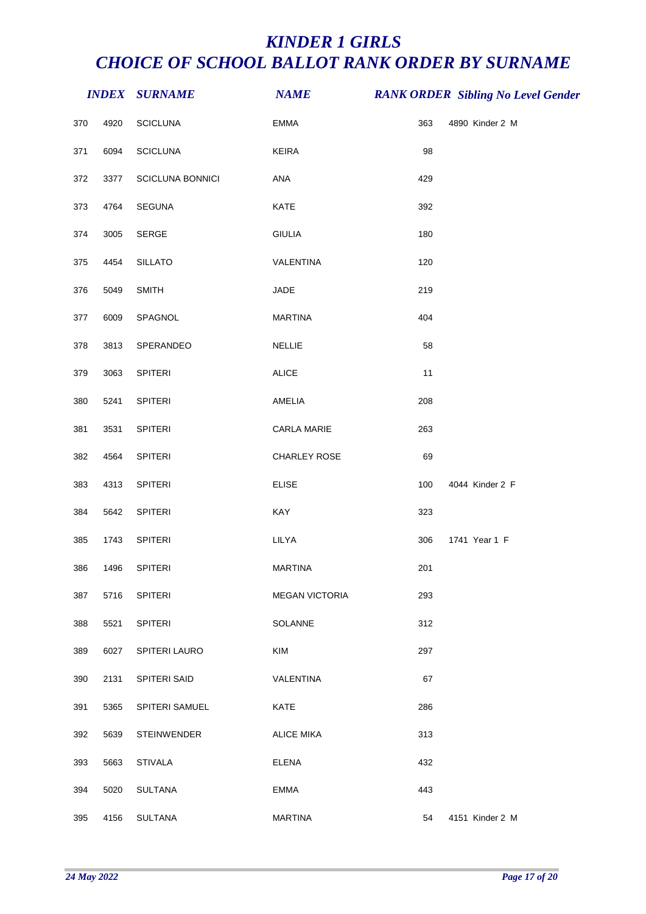# KINDER 1 GIRLS
# CHOICE OF SCHOOL BALLOT RANK ORDER BY SURNAME

| | INDEX | SURNAME | NAME | RANK ORDER | Sibling No | Level | Gender |
|---|---|---|---|---|---|---|---|
| 370 | 4920 | SCICLUNA | EMMA | 363 | 4890 | Kinder 2 | M |
| 371 | 6094 | SCICLUNA | KEIRA | 98 | | | |
| 372 | 3377 | SCICLUNA BONNICI | ANA | 429 | | | |
| 373 | 4764 | SEGUNA | KATE | 392 | | | |
| 374 | 3005 | SERGE | GIULIA | 180 | | | |
| 375 | 4454 | SILLATO | VALENTINA | 120 | | | |
| 376 | 5049 | SMITH | JADE | 219 | | | |
| 377 | 6009 | SPAGNOL | MARTINA | 404 | | | |
| 378 | 3813 | SPERANDEO | NELLIE | 58 | | | |
| 379 | 3063 | SPITERI | ALICE | 11 | | | |
| 380 | 5241 | SPITERI | AMELIA | 208 | | | |
| 381 | 3531 | SPITERI | CARLA MARIE | 263 | | | |
| 382 | 4564 | SPITERI | CHARLEY ROSE | 69 | | | |
| 383 | 4313 | SPITERI | ELISE | 100 | 4044 | Kinder 2 | F |
| 384 | 5642 | SPITERI | KAY | 323 | | | |
| 385 | 1743 | SPITERI | LILYA | 306 | 1741 | Year 1 | F |
| 386 | 1496 | SPITERI | MARTINA | 201 | | | |
| 387 | 5716 | SPITERI | MEGAN VICTORIA | 293 | | | |
| 388 | 5521 | SPITERI | SOLANNE | 312 | | | |
| 389 | 6027 | SPITERI LAURO | KIM | 297 | | | |
| 390 | 2131 | SPITERI SAID | VALENTINA | 67 | | | |
| 391 | 5365 | SPITERI SAMUEL | KATE | 286 | | | |
| 392 | 5639 | STEINWENDER | ALICE MIKA | 313 | | | |
| 393 | 5663 | STIVALA | ELENA | 432 | | | |
| 394 | 5020 | SULTANA | EMMA | 443 | | | |
| 395 | 4156 | SULTANA | MARTINA | 54 | 4151 | Kinder 2 | M |

*24 May 2022*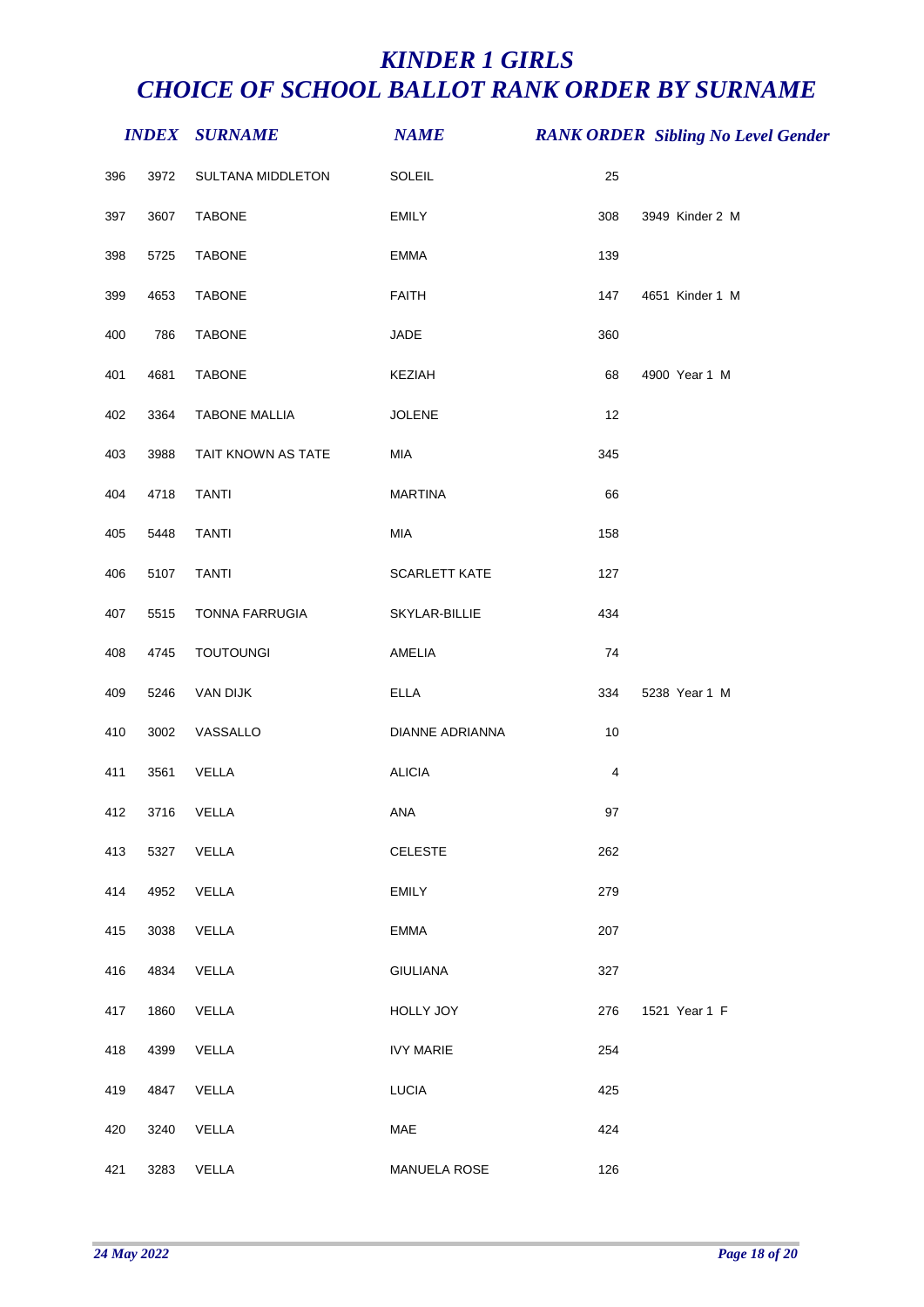# KINDER 1 GIRLS
# CHOICE OF SCHOOL BALLOT RANK ORDER BY SURNAME

| | INDEX | SURNAME | NAME | RANK ORDER | Sibling No | Level | Gender |
|---|---|---|---|---|---|---|---|
| 396 | 3972 | SULTANA MIDDLETON | SOLEIL | 25 | | | |
| 397 | 3607 | TABONE | EMILY | 308 | 3949 | Kinder 2 | M |
| 398 | 5725 | TABONE | EMMA | 139 | | | |
| 399 | 4653 | TABONE | FAITH | 147 | 4651 | Kinder 1 | M |
| 400 | 786 | TABONE | JADE | 360 | | | |
| 401 | 4681 | TABONE | KEZIAH | 68 | 4900 | Year 1 | M |
| 402 | 3364 | TABONE MALLIA | JOLENE | 12 | | | |
| 403 | 3988 | TAIT KNOWN AS TATE | MIA | 345 | | | |
| 404 | 4718 | TANTI | MARTINA | 66 | | | |
| 405 | 5448 | TANTI | MIA | 158 | | | |
| 406 | 5107 | TANTI | SCARLETT KATE | 127 | | | |
| 407 | 5515 | TONNA FARRUGIA | SKYLAR-BILLIE | 434 | | | |
| 408 | 4745 | TOUTOUNGI | AMELIA | 74 | | | |
| 409 | 5246 | VAN DIJK | ELLA | 334 | 5238 | Year 1 | M |
| 410 | 3002 | VASSALLO | DIANNE ADRIANNA | 10 | | | |
| 411 | 3561 | VELLA | ALICIA | 4 | | | |
| 412 | 3716 | VELLA | ANA | 97 | | | |
| 413 | 5327 | VELLA | CELESTE | 262 | | | |
| 414 | 4952 | VELLA | EMILY | 279 | | | |
| 415 | 3038 | VELLA | EMMA | 207 | | | |
| 416 | 4834 | VELLA | GIULIANA | 327 | | | |
| 417 | 1860 | VELLA | HOLLY JOY | 276 | 1521 | Year 1 | F |
| 418 | 4399 | VELLA | IVY MARIE | 254 | | | |
| 419 | 4847 | VELLA | LUCIA | 425 | | | |
| 420 | 3240 | VELLA | MAE | 424 | | | |
| 421 | 3283 | VELLA | MANUELA ROSE | 126 | | | |

*24 May 2022*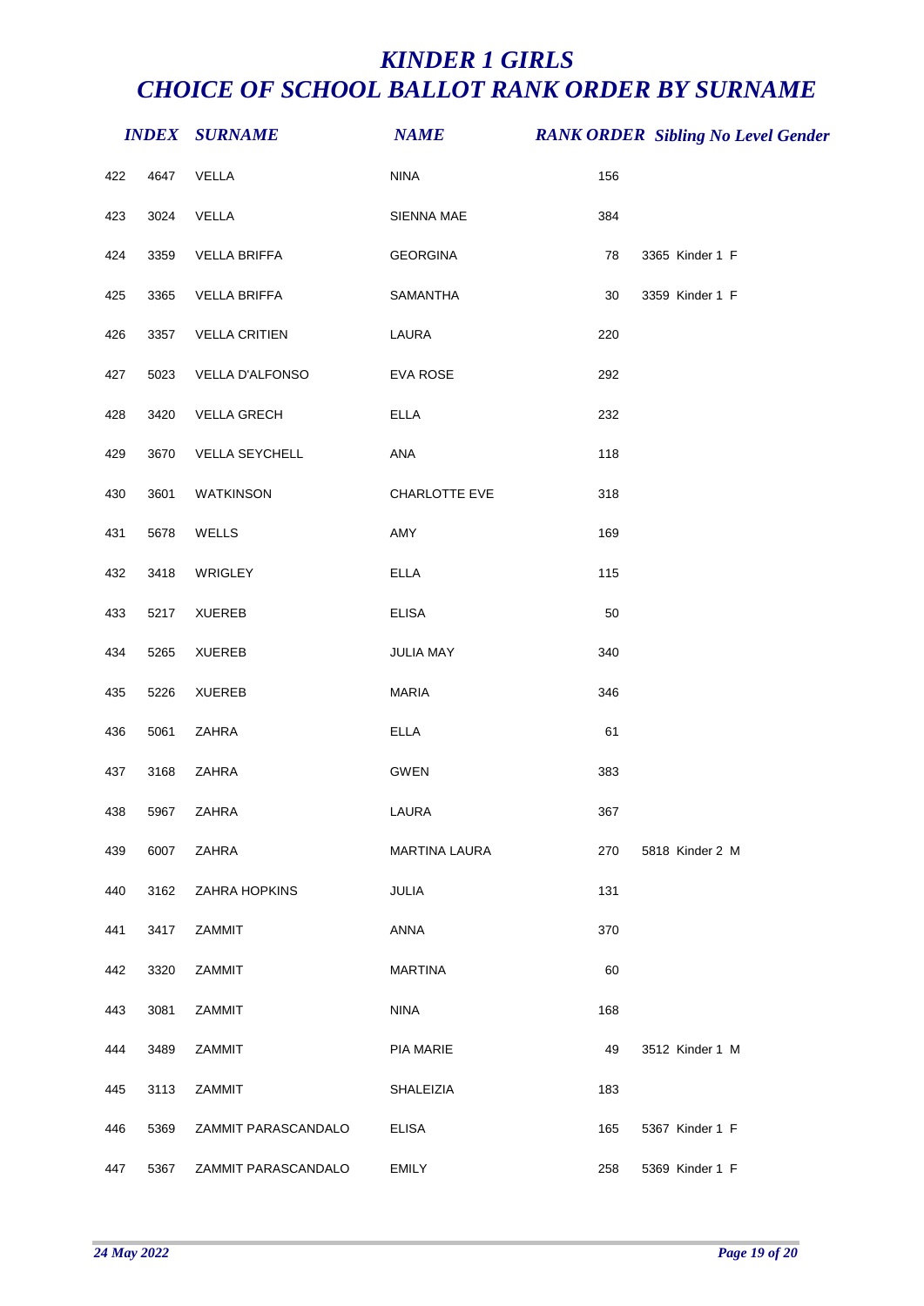# KINDER 1 GIRLS
# CHOICE OF SCHOOL BALLOT RANK ORDER BY SURNAME

| | INDEX | SURNAME | NAME | RANK ORDER | Sibling No | Level | Gender |
|---|---|---|---|---|---|---|---|
| 422 | 4647 | VELLA | NINA | 156 | | | |
| 423 | 3024 | VELLA | SIENNA MAE | 384 | | | |
| 424 | 3359 | VELLA BRIFFA | GEORGINA | 78 | 3365 | Kinder 1 | F |
| 425 | 3365 | VELLA BRIFFA | SAMANTHA | 30 | 3359 | Kinder 1 | F |
| 426 | 3357 | VELLA CRITIEN | LAURA | 220 | | | |
| 427 | 5023 | VELLA D'ALFONSO | EVA ROSE | 292 | | | |
| 428 | 3420 | VELLA GRECH | ELLA | 232 | | | |
| 429 | 3670 | VELLA SEYCHELL | ANA | 118 | | | |
| 430 | 3601 | WATKINSON | CHARLOTTE EVE | 318 | | | |
| 431 | 5678 | WELLS | AMY | 169 | | | |
| 432 | 3418 | WRIGLEY | ELLA | 115 | | | |
| 433 | 5217 | XUEREB | ELISA | 50 | | | |
| 434 | 5265 | XUEREB | JULIA MAY | 340 | | | |
| 435 | 5226 | XUEREB | MARIA | 346 | | | |
| 436 | 5061 | ZAHRA | ELLA | 61 | | | |
| 437 | 3168 | ZAHRA | GWEN | 383 | | | |
| 438 | 5967 | ZAHRA | LAURA | 367 | | | |
| 439 | 6007 | ZAHRA | MARTINA LAURA | 270 | 5818 | Kinder 2 | M |
| 440 | 3162 | ZAHRA HOPKINS | JULIA | 131 | | | |
| 441 | 3417 | ZAMMIT | ANNA | 370 | | | |
| 442 | 3320 | ZAMMIT | MARTINA | 60 | | | |
| 443 | 3081 | ZAMMIT | NINA | 168 | | | |
| 444 | 3489 | ZAMMIT | PIA MARIE | 49 | 3512 | Kinder 1 | M |
| 445 | 3113 | ZAMMIT | SHALEIZIA | 183 | | | |
| 446 | 5369 | ZAMMIT PARASCANDALO | ELISA | 165 | 5367 | Kinder 1 | F |
| 447 | 5367 | ZAMMIT PARASCANDALO | EMILY | 258 | 5369 | Kinder 1 | F |

*24 May 2022*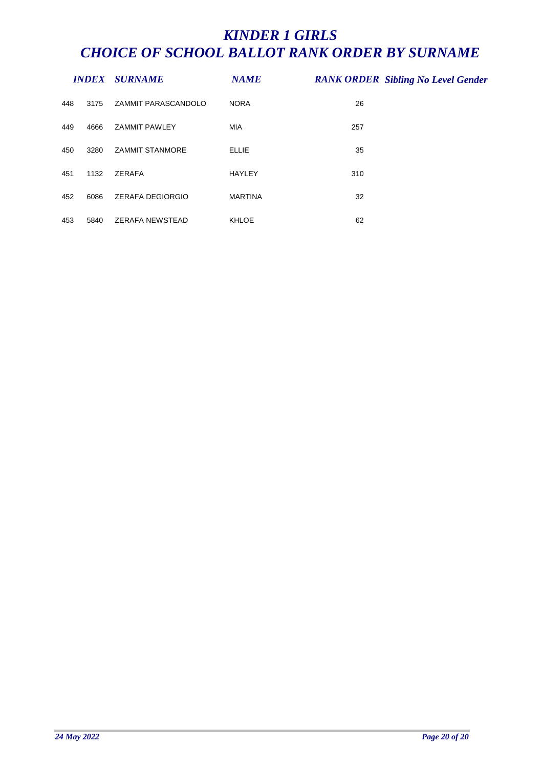# KINDER 1 GIRLS
# CHOICE OF SCHOOL BALLOT RANK ORDER BY SURNAME

| | INDEX | SURNAME | NAME | RANK ORDER | Sibling No Level Gender |
|---|---|---|---|---|---|
| 448 | 3175 | ZAMMIT PARASCANDOLO | NORA | 26 | |
| 449 | 4666 | ZAMMIT PAWLEY | MIA | 257 | |
| 450 | 3280 | ZAMMIT STANMORE | ELLIE | 35 | |
| 451 | 1132 | ZERAFA | HAYLEY | 310 | |
| 452 | 6086 | ZERAFA DEGIORGIO | MARTINA | 32 | |
| 453 | 5840 | ZERAFA NEWSTEAD | KHLOE | 62 | |

*24 May 2022*